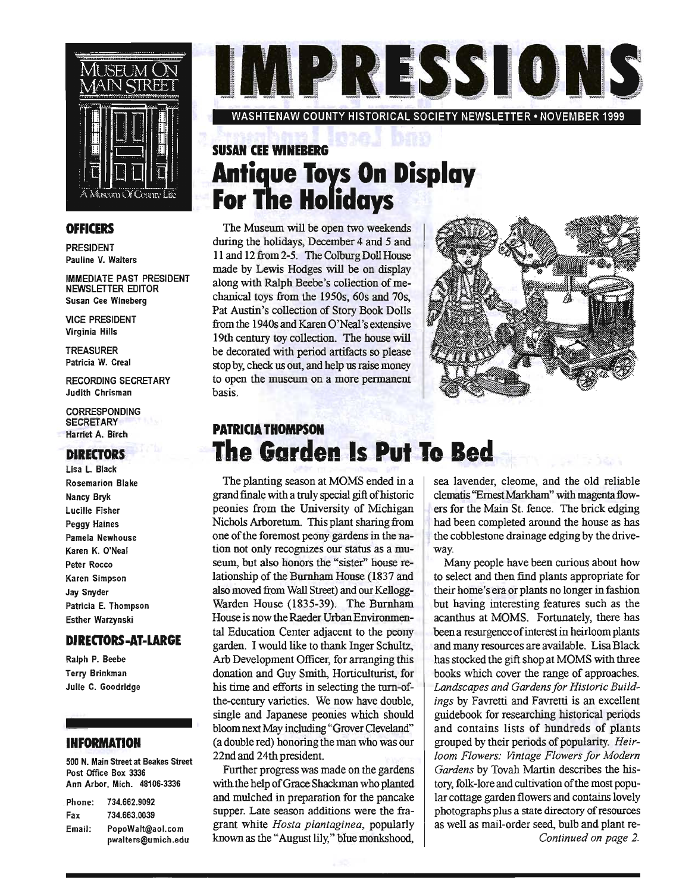# IMPRESSIONS

WASHTENAW COUNTY HISTORICAL SOCIETY NEWSLETTER • NOVEMBER 1999

MUSEUM ON MAIN STREET

A Museum Of County Life

### OFFICERS

PRESIDENT
Pauline V. Walters

IMMEDIATE PAST PRESIDENT
NEWSLETTER EDITOR
Susan Cee Wineberg

VICE PRESIDENT
Virginia Hills

TREASURER
Patricia W. Creal

RECORDING SECRETARY
Judith Chrisman

CORRESPONDING SECRETARY
Harriet A. Birch

### DIRECTORS

Lisa L. Black
Rosemarion Blake
Nancy Bryk
Lucille Fisher
Peggy Haines
Pamela Newhouse
Karen K. O'Neal
Peter Rocco
Karen Simpson
Jay Snyder
Patricia E. Thompson
Esther Warzynski

### DIRECTORS-AT-LARGE

Ralph P. Beebe
Terry Brinkman
Julie C. Goodridge

### INFORMATION

500 N. Main Street at Beakes Street
Post Office Box 3336
Ann Arbor, Mich. 48106-3336

Phone: 734.662.9092
Fax 734.663.0039
Email: PopoWalt@aol.com
pwalters@umich.edu

**SUSAN CEE WINEBERG**

## Antique Toys On Display For The Holidays

The Museum will be open two weekends during the holidays, December 4 and 5 and 11 and 12 from 2-5. The Colburg Doll House made by Lewis Hodges will be on display along with Ralph Beebe's collection of mechanical toys from the 1950s, 60s and 70s, Pat Austin's collection of Story Book Dolls from the 1940s and Karen O'Neal's extensive 19th century toy collection. The house will be decorated with period artifacts so please stop by, check us out, and help us raise money to open the museum on a more permanent basis.

**PATRICIA THOMPSON**

## The Garden Is Put To Bed

The planting season at MOMS ended in a grand finale with a truly special gift of historic peonies from the University of Michigan Nichols Arboretum. This plant sharing from one of the foremost peony gardens in the nation not only recognizes our status as a museum, but also honors the "sister" house relationship of the Burnham House (1837 and also moved from Wall Street) and our Kellogg-Warden House (1835-39). The Burnham House is now the Raeder Urban Environmental Education Center adjacent to the peony garden. I would like to thank Inger Schultz, Arb Development Officer, for arranging this donation and Guy Smith, Horticulturist, for his time and efforts in selecting the turn-of-the-century varieties. We now have double, single and Japanese peonies which should bloom next May including "Grover Cleveland" (a double red) honoring the man who was our 22nd and 24th president.

Further progress was made on the gardens with the help of Grace Shackman who planted and mulched in preparation for the pancake supper. Late season additions were the fragrant white *Hosta plantaginea*, popularly known as the "August lily," blue monkshood, sea lavender, cleome, and the old reliable clematis "Ernest Markham" with magenta flowers for the Main St. fence. The brick edging had been completed around the house as has the cobblestone drainage edging by the driveway.

Many people have been curious about how to select and then find plants appropriate for their home's era or plants no longer in fashion but having interesting features such as the acanthus at MOMS. Fortunately, there has been a resurgence of interest in heirloom plants and many resources are available. Lisa Black has stocked the gift shop at MOMS with three books which cover the range of approaches. *Landscapes and Gardens for Historic Buildings* by Favretti and Favretti is an excellent guidebook for researching historical periods and contains lists of hundreds of plants grouped by their periods of popularity. *Heirloom Flowers: Vintage Flowers for Modern Gardens* by Tovah Martin describes the history, folk-lore and cultivation of the most popular cottage garden flowers and contains lovely photographs plus a state directory of resources as well as mail-order seed, bulb and plant re-

*Continued on page 2.*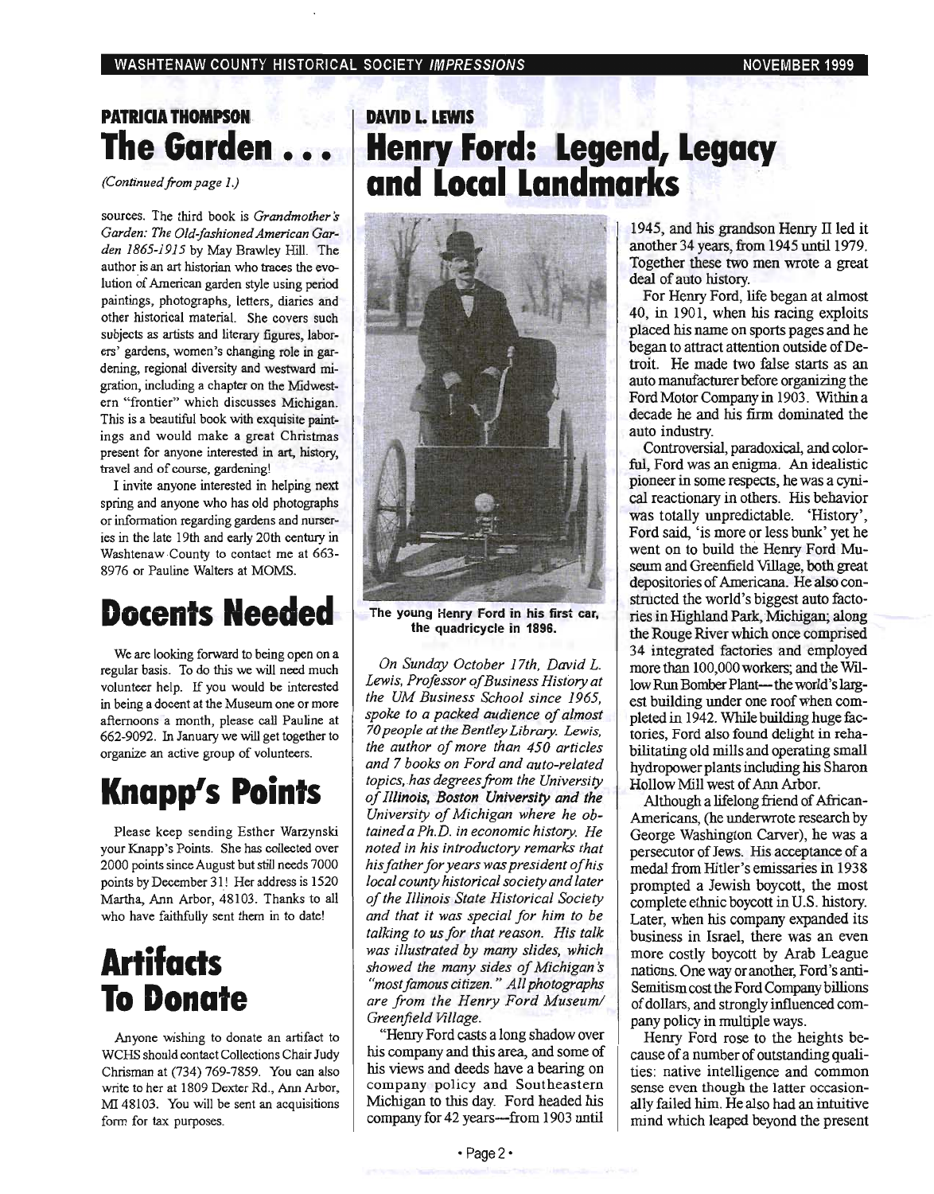## PATRICIA THOMPSON

# The Garden . . .

*(Continued from page 1.)*

sources. The third book is *Grandmother's Garden: The Old-fashioned American Garden 1865-1915* by May Brawley Hill. The author is an art historian who traces the evolution of American garden style using period paintings, photographs, letters, diaries and other historical material. She covers such subjects as artists and literary figures, laborers' gardens, women's changing role in gardening, regional diversity and westward migration, including a chapter on the Midwestern "frontier" which discusses Michigan. This is a beautiful book with exquisite paintings and would make a great Christmas present for anyone interested in art, history, travel and of course, gardening!

I invite anyone interested in helping next spring and anyone who has old photographs or information regarding gardens and nurseries in the late 19th and early 20th century in Washtenaw County to contact me at 663-8976 or Pauline Walters at MOMS.

# Docents Needed

We are looking forward to being open on a regular basis. To do this we will need much volunteer help. If you would be interested in being a docent at the Museum one or more afternoons a month, please call Pauline at 662-9092. In January we will get together to organize an active group of volunteers.

# Knapp's Points

Please keep sending Esther Warzynski your Knapp's Points. She has collected over 2000 points since August but still needs 7000 points by December 31! Her address is 1520 Martha, Ann Arbor, 48103. Thanks to all who have faithfully sent them in to date!

# Artifacts To Donate

Anyone wishing to donate an artifact to WCHS should contact Collections Chair Judy Chrisman at (734) 769-7859. You can also write to her at 1809 Dexter Rd., Ann Arbor, MI 48103. You will be sent an acquisitions form for tax purposes.

## DAVID L. LEWIS

# Henry Ford: Legend, Legacy and Local Landmarks

**The young Henry Ford in his first car, the quadricycle in 1896.**

*On Sunday October 17th, David L. Lewis, Professor of Business History at the UM Business School since 1965, spoke to a packed audience of almost 70 people at the Bentley Library. Lewis, the author of more than 450 articles and 7 books on Ford and auto-related topics, has degrees from the University of Illinois, Boston University and the University of Michigan where he obtained a Ph.D. in economic history. He noted in his introductory remarks that his father for years was president of his local county historical society and later of the Illinois State Historical Society and that it was special for him to be talking to us for that reason. His talk was illustrated by many slides, which showed the many sides of Michigan's "most famous citizen." All photographs are from the Henry Ford Museum/ Greenfield Village.*

"Henry Ford casts a long shadow over his company and this area, and some of his views and deeds have a bearing on company policy and Southeastern Michigan to this day. Ford headed his company for 42 years—from 1903 until 1945, and his grandson Henry II led it another 34 years, from 1945 until 1979. Together these two men wrote a great deal of auto history.

For Henry Ford, life began at almost 40, in 1901, when his racing exploits placed his name on sports pages and he began to attract attention outside of Detroit. He made two false starts as an auto manufacturer before organizing the Ford Motor Company in 1903. Within a decade he and his firm dominated the auto industry.

Controversial, paradoxical, and colorful, Ford was an enigma. An idealistic pioneer in some respects, he was a cynical reactionary in others. His behavior was totally unpredictable. 'History', Ford said, 'is more or less bunk' yet he went on to build the Henry Ford Museum and Greenfield Village, both great depositories of Americana. He also constructed the world's biggest auto factories in Highland Park, Michigan; along the Rouge River which once comprised 34 integrated factories and employed more than 100,000 workers; and the Willow Run Bomber Plant—the world's largest building under one roof when completed in 1942. While building huge factories, Ford also found delight in rehabilitating old mills and operating small hydropower plants including his Sharon Hollow Mill west of Ann Arbor.

Although a lifelong friend of African-Americans, (he underwrote research by George Washington Carver), he was a persecutor of Jews. His acceptance of a medal from Hitler's emissaries in 1938 prompted a Jewish boycott, the most complete ethnic boycott in U.S. history. Later, when his company expanded its business in Israel, there was an even more costly boycott by Arab League nations. One way or another, Ford's anti-Semitism cost the Ford Company billions of dollars, and strongly influenced company policy in multiple ways.

Henry Ford rose to the heights because of a number of outstanding qualities: native intelligence and common sense even though the latter occasionally failed him. He also had an intuitive mind which leaped beyond the present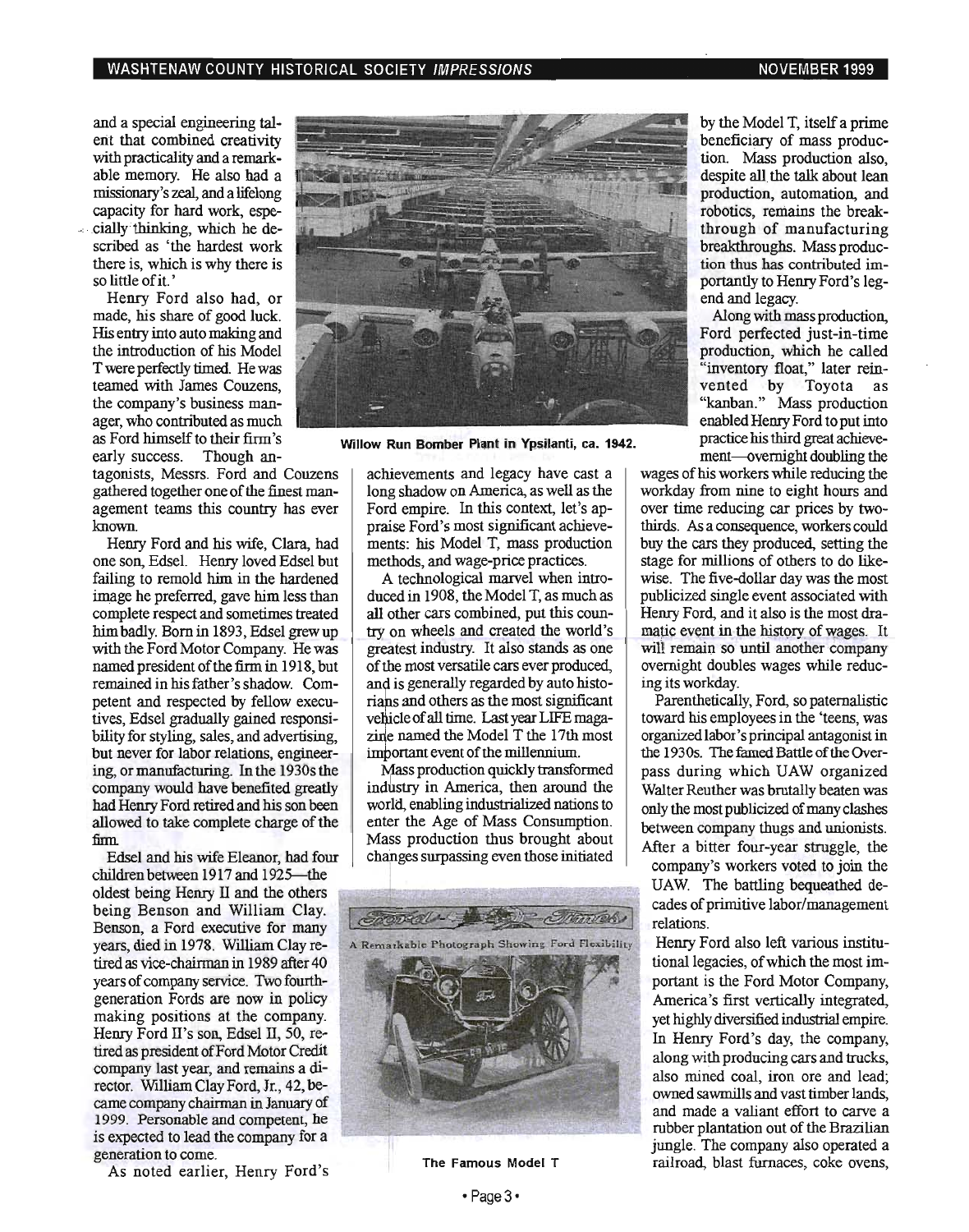and a special engineering talent that combined creativity with practicality and a remarkable memory. He also had a missionary's zeal, and a lifelong capacity for hard work, especially thinking, which he described as 'the hardest work there is, which is why there is so little of it.'

Henry Ford also had, or made, his share of good luck. His entry into auto making and the introduction of his Model T were perfectly timed. He was teamed with James Couzens, the company's business manager, who contributed as much as Ford himself to their firm's early success. Though antagonists, Messrs. Ford and Couzens gathered together one of the finest management teams this country has ever known.

Henry Ford and his wife, Clara, had one son, Edsel. Henry loved Edsel but failing to remold him in the hardened image he preferred, gave him less than complete respect and sometimes treated him badly. Born in 1893, Edsel grew up with the Ford Motor Company. He was named president of the firm in 1918, but remained in his father's shadow. Competent and respected by fellow executives, Edsel gradually gained responsibility for styling, sales, and advertising, but never for labor relations, engineering, or manufacturing. In the 1930s the company would have benefited greatly had Henry Ford retired and his son been allowed to take complete charge of the firm.

Edsel and his wife Eleanor, had four children between 1917 and 1925—the oldest being Henry II and the others being Benson and William Clay. Benson, a Ford executive for many years, died in 1978. William Clay retired as vice-chairman in 1989 after 40 years of company service. Two fourth-generation Fords are now in policy making positions at the company. Henry Ford II's son, Edsel II, 50, retired as president of Ford Motor Credit company last year, and remains a director. William Clay Ford, Jr., 42, became company chairman in January of 1999. Personable and competent, he is expected to lead the company for a generation to come.

Willow Run Bomber Plant in Ypsilanti, ca. 1942.

As noted earlier, Henry Ford's achievements and legacy have cast a long shadow on America, as well as the Ford empire. In this context, let's appraise Ford's most significant achievements: his Model T, mass production methods, and wage-price practices.

A technological marvel when introduced in 1908, the Model T, as much as all other cars combined, put this country on wheels and created the world's greatest industry. It also stands as one of the most versatile cars ever produced, and is generally regarded by auto historians and others as the most significant vehicle of all time. Last year LIFE magazine named the Model T the 17th most important event of the millennium.

Mass production quickly transformed industry in America, then around the world, enabling industrialized nations to enter the Age of Mass Consumption. Mass production thus brought about changes surpassing even those initiated by the Model T, itself a prime beneficiary of mass production. Mass production also, despite all the talk about lean production, automation, and robotics, remains the breakthrough of manufacturing breakthroughs. Mass production thus has contributed importantly to Henry Ford's legend and legacy.

Ford Times — A Remarkable Photograph Showing Ford Flexibility

The Famous Model T

Along with mass production, Ford perfected just-in-time production, which he called "inventory float," later reinvented by Toyota as "kanban." Mass production enabled Henry Ford to put into practice his third great achievement—overnight doubling the wages of his workers while reducing the workday from nine to eight hours and over time reducing car prices by two-thirds. As a consequence, workers could buy the cars they produced, setting the stage for millions of others to do likewise. The five-dollar day was the most publicized single event associated with Henry Ford, and it also is the most dramatic event in the history of wages. It will remain so until another company overnight doubles wages while reducing its workday.

Parenthetically, Ford, so paternalistic toward his employees in the 'teens, was organized labor's principal antagonist in the 1930s. The famed Battle of the Overpass during which UAW organized Walter Reuther was brutally beaten was only the most publicized of many clashes between company thugs and unionists. After a bitter four-year struggle, the company's workers voted to join the UAW. The battling bequeathed decades of primitive labor/management relations.

Henry Ford also left various institutional legacies, of which the most important is the Ford Motor Company, America's first vertically integrated, yet highly diversified industrial empire. In Henry Ford's day, the company, along with producing cars and trucks, also mined coal, iron ore and lead; owned sawmills and vast timber lands, and made a valiant effort to carve a rubber plantation out of the Brazilian jungle. The company also operated a railroad, blast furnaces, coke ovens,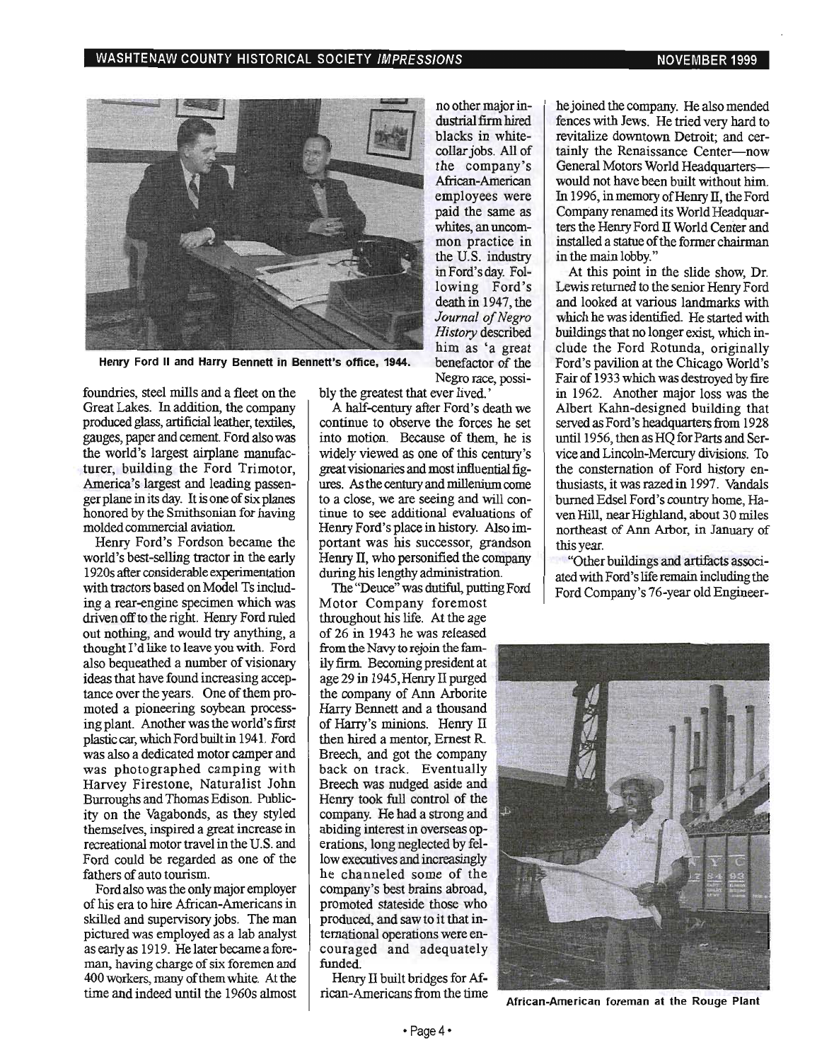foundries, steel mills and a fleet on the Great Lakes. In addition, the company produced glass, artificial leather, textiles, gauges, paper and cement. Ford also was the world's largest airplane manufacturer, building the Ford Trimotor, America's largest and leading passenger plane in its day. It is one of six planes honored by the Smithsonian for having molded commercial aviation.

Henry Ford's Fordson became the world's best-selling tractor in the early 1920s after considerable experimentation with tractors based on Model Ts including a rear-engine specimen which was driven off to the right. Henry Ford ruled out nothing, and would try anything, a thought I'd like to leave you with. Ford also bequeathed a number of visionary ideas that have found increasing acceptance over the years. One of them promoted a pioneering soybean processing plant. Another was the world's first plastic car, which Ford built in 1941. Ford was also a dedicated motor camper and was photographed camping with Harvey Firestone, Naturalist John Burroughs and Thomas Edison. Publicity on the Vagabonds, as they styled themselves, inspired a great increase in recreational motor travel in the U.S. and Ford could be regarded as one of the fathers of auto tourism.

Ford also was the only major employer of his era to hire African-Americans in skilled and supervisory jobs. The man pictured was employed as a lab analyst as early as 1919. He later became a foreman, having charge of six foremen and 400 workers, many of them white. At the time and indeed until the 1960s almost no other major industrial firm hired blacks in white-collar jobs. All of the company's African-American employees were paid the same as whites, an uncommon practice in the U.S. industry in Ford's day. Following Ford's death in 1947, the *Journal of Negro History* described him as 'a great benefactor of the Negro race, possibly the greatest that ever lived.'

Henry Ford II and Harry Bennett in Bennett's office, 1944.

A half-century after Ford's death we continue to observe the forces he set into motion. Because of them, he is widely viewed as one of this century's great visionaries and most influential figures. As the century and millenium come to a close, we are seeing and will continue to see additional evaluations of Henry Ford's place in history. Also important was his successor, grandson Henry II, who personified the company during his lengthy administration.

The "Deuce" was dutiful, putting Ford Motor Company foremost throughout his life. At the age of 26 in 1943 he was released from the Navy to rejoin the family firm. Becoming president at age 29 in 1945, Henry II purged the company of Ann Arborite Harry Bennett and a thousand of Harry's minions. Henry II then hired a mentor, Ernest R. Breech, and got the company back on track. Eventually Breech was nudged aside and Henry took full control of the company. He had a strong and abiding interest in overseas operations, long neglected by fellow executives and increasingly he channeled some of the company's best brains abroad, promoted stateside those who produced, and saw to it that international operations were encouraged and adequately funded.

Henry II built bridges for African-Americans from the time he joined the company. He also mended fences with Jews. He tried very hard to revitalize downtown Detroit; and certainly the Renaissance Center—now General Motors World Headquarters—would not have been built without him. In 1996, in memory of Henry II, the Ford Company renamed its World Headquarters the Henry Ford II World Center and installed a statue of the former chairman in the main lobby."

At this point in the slide show, Dr. Lewis returned to the senior Henry Ford and looked at various landmarks with which he was identified. He started with buildings that no longer exist, which include the Ford Rotunda, originally Ford's pavilion at the Chicago World's Fair of 1933 which was destroyed by fire in 1962. Another major loss was the Albert Kahn-designed building that served as Ford's headquarters from 1928 until 1956, then as HQ for Parts and Service and Lincoln-Mercury divisions. To the consternation of Ford history enthusiasts, it was razed in 1997. Vandals burned Edsel Ford's country home, Haven Hill, near Highland, about 30 miles northeast of Ann Arbor, in January of this year.

"Other buildings and artifacts associated with Ford's life remain including the Ford Company's 76-year old Engineer-

African-American foreman at the Rouge Plant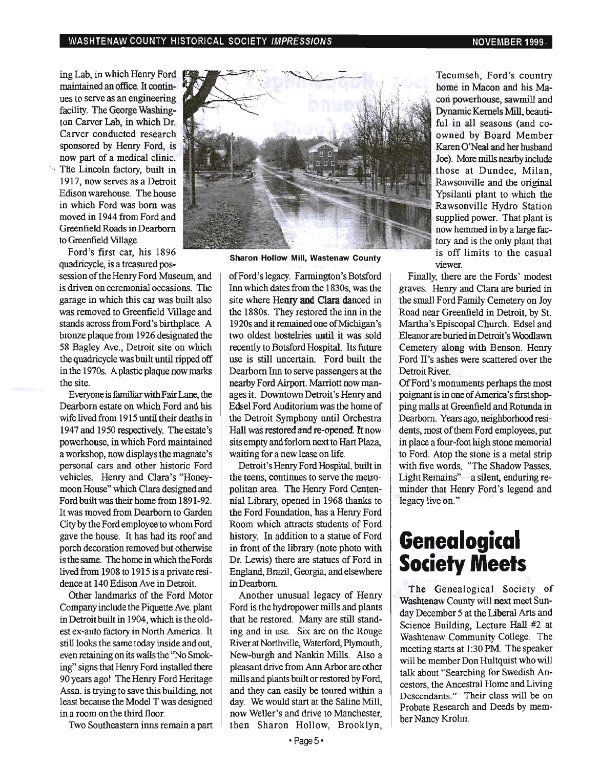ing Lab, in which Henry Ford maintained an office. It continues to serve as an engineering facility. The George Washington Carver Lab, in which Dr. Carver conducted research sponsored by Henry Ford, is now part of a medical clinic. The Lincoln factory, built in 1917, now serves as a Detroit Edison warehouse. The house in which Ford was born was moved in 1944 from Ford and Greenfield Roads in Dearborn to Greenfield Village.

Ford's first car, his 1896 quadricycle, is a treasured possession of the Henry Ford Museum, and is driven on ceremonial occasions. The garage in which this car was built also was removed to Greenfield Village and stands across from Ford's birthplace. A bronze plaque from 1926 designated the 58 Bagley Ave., Detroit site on which the quadricycle was built until ripped off in the 1970s. A plastic plaque now marks the site.

Everyone is familiar with Fair Lane, the Dearborn estate on which Ford and his wife lived from 1915 until their deaths in 1947 and 1950 respectively. The estate's powerhouse, in which Ford maintained a workshop, now displays the magnate's personal cars and other historic Ford vehicles. Henry and Clara's "Honeymoon House" which Clara designed and Ford built was their home from 1891-92. It was moved from Dearborn to Garden City by the Ford employee to whom Ford gave the house. It has had its roof and porch decoration removed but otherwise is the same. The home in which the Fords lived from 1908 to 1915 is a private residence at 140 Edison Ave in Detroit.

Other landmarks of the Ford Motor Company include the Piquette Ave. plant in Detroit built in 1904, which is the oldest ex-auto factory in North America. It still looks the same today inside and out, even retaining on its walls the "No Smoking" signs that Henry Ford installed there 90 years ago! The Henry Ford Heritage Assn. is trying to save this building, not least because the Model T was designed in a room on the third floor.

Two Southeastern inns remain a part of Ford's legacy. Farmington's Botsford Inn which dates from the 1830s, was the site where Henry and Clara danced in the 1880s. They restored the inn in the 1920s and it remained one of Michigan's two oldest hostelries until it was sold recently to Botsford Hospital. Its future use is still uncertain. Ford built the Dearborn Inn to serve passengers at the nearby Ford Airport. Marriott now manages it. Downtown Detroit's Henry and Edsel Ford Auditorium was the home of the Detroit Symphony until Orchestra Hall was restored and re-opened. It now sits empty and forlorn next to Hart Plaza, waiting for a new lease on life.

Sharon Hollow Mill, Wastenaw County

Detroit's Henry Ford Hospital, built in the teens, continues to serve the metropolitan area. The Henry Ford Centennial Library, opened in 1968 thanks to the Ford Foundation, has a Henry Ford Room which attracts students of Ford history. In addition to a statue of Ford in front of the library (note photo with Dr. Lewis) there are statues of Ford in England, Brazil, Georgia, and elsewhere in Dearborn.

Another unusual legacy of Henry Ford is the hydropower mills and plants that he restored. Many are still standing and in use. Six are on the Rouge River at Northville, Waterford, Plymouth, New-burgh and Nankin Mills. Also a pleasant drive from Ann Arbor are other mills and plants built or restored by Ford, and they can easily be toured within a day. We would start at the Saline Mill, now Weller's and drive to Manchester, then Sharon Hollow, Brooklyn, Tecumseh, Ford's country home in Macon and his Macon powerhouse, sawmill and Dynamic Kernels Mill, beautiful in all seasons (and co-owned by Board Member Karen O'Neal and her husband Joe). More mills nearby include those at Dundee, Milan, Rawsonville and the original Ypsilanti plant to which the Rawsonville Hydro Station supplied power. That plant is now hemmed in by a large factory and is the only plant that is off limits to the casual viewer.

Finally, there are the Fords' modest graves. Henry and Clara are buried in the small Ford Family Cemetery on Joy Road near Greenfield in Detroit, by St. Martha's Episcopal Church. Edsel and Eleanor are buried in Detroit's Woodlawn Cemetery along with Benson. Henry Ford II's ashes were scattered over the Detroit River.

Of Ford's monuments perhaps the most poignant is in one of America's first shopping malls at Greenfield and Rotunda in Dearborn. Years ago, neighborhood residents, most of them Ford employees, put in place a four-foot high stone memorial to Ford. Atop the stone is a metal strip with five words, "The Shadow Passes, Light Remains"—a silent, enduring reminder that Henry Ford's legend and legacy live on."

# Genealogical Society Meets

The Genealogical Society of Washtenaw County will next meet Sunday December 5 at the Liberal Arts and Science Building, Lecture Hall #2 at Washtenaw Community College. The meeting starts at 1:30 PM. The speaker will be member Don Hultquist who will talk about "Searching for Swedish Ancestors, the Ancestral Home and Living Descendants." Their class will be on Probate Research and Deeds by member Nancy Krohn.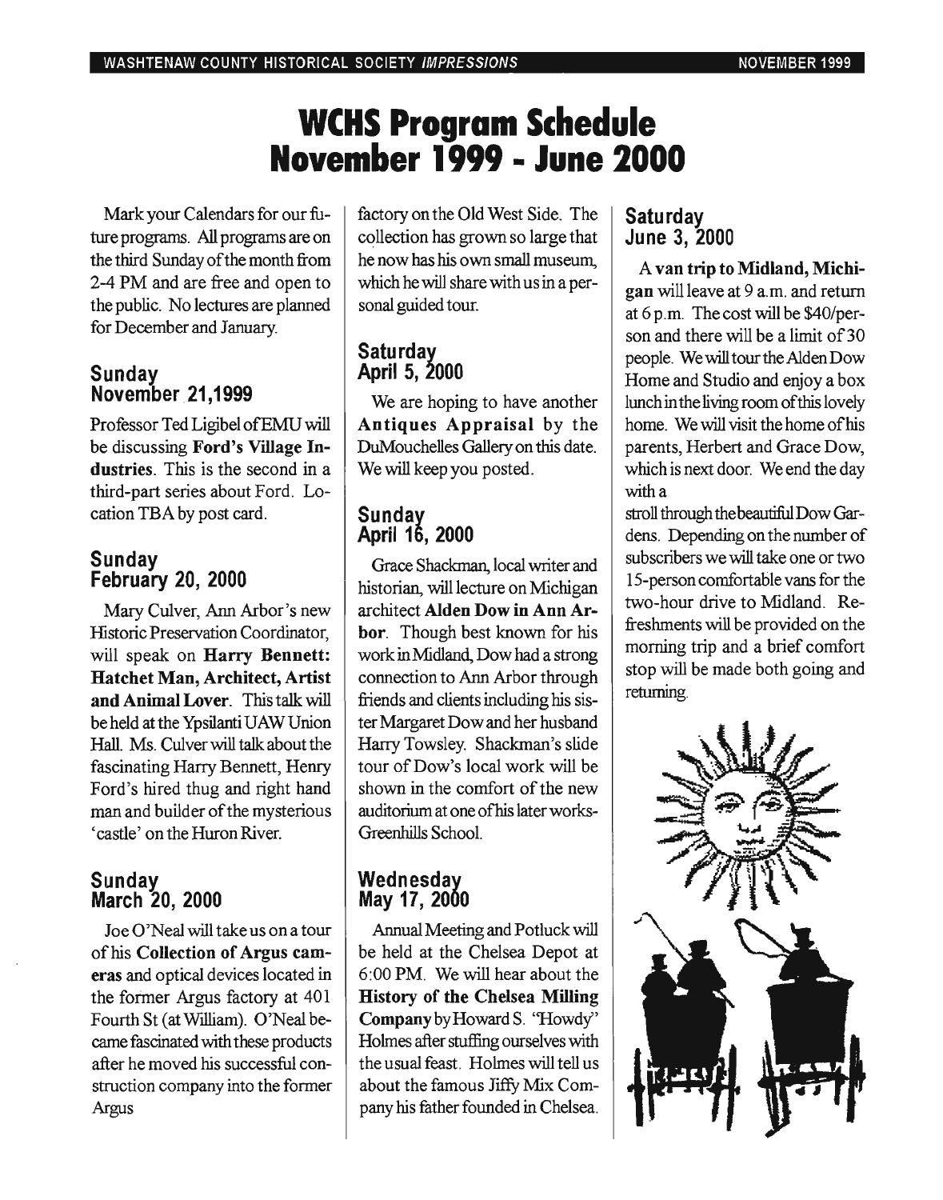# WCHS Program Schedule November 1999 - June 2000

Mark your Calendars for our future programs. All programs are on the third Sunday of the month from 2-4 PM and are free and open to the public. No lectures are planned for December and January.

## Sunday November 21,1999

Professor Ted Ligibel of EMU will be discussing **Ford's Village Industries**. This is the second in a third-part series about Ford. Location TBA by post card.

## Sunday February 20, 2000

Mary Culver, Ann Arbor's new Historic Preservation Coordinator, will speak on **Harry Bennett: Hatchet Man, Architect, Artist and Animal Lover**. This talk will be held at the Ypsilanti UAW Union Hall. Ms. Culver will talk about the fascinating Harry Bennett, Henry Ford's hired thug and right hand man and builder of the mysterious 'castle' on the Huron River.

## Sunday March 20, 2000

Joe O'Neal will take us on a tour of his **Collection of Argus cameras** and optical devices located in the former Argus factory at 401 Fourth St (at William). O'Neal became fascinated with these products after he moved his successful construction company into the former Argus factory on the Old West Side. The collection has grown so large that he now has his own small museum, which he will share with us in a personal guided tour.

## Saturday April 5, 2000

We are hoping to have another **Antiques Appraisal** by the DuMouchelles Gallery on this date. We will keep you posted.

## Sunday April 16, 2000

Grace Shackman, local writer and historian, will lecture on Michigan architect **Alden Dow in Ann Arbor**. Though best known for his work in Midland, Dow had a strong connection to Ann Arbor through friends and clients including his sister Margaret Dow and her husband Harry Towsley. Shackman's slide tour of Dow's local work will be shown in the comfort of the new auditorium at one of his later works-Greenhills School.

## Wednesday May 17, 2000

Annual Meeting and Potluck will be held at the Chelsea Depot at 6:00 PM. We will hear about the **History of the Chelsea Milling Company** by Howard S. "Howdy" Holmes after stuffing ourselves with the usual feast. Holmes will tell us about the famous Jiffy Mix Company his father founded in Chelsea.

## Saturday June 3, 2000

A **van trip to Midland, Michigan** will leave at 9 a.m. and return at 6 p.m. The cost will be $40/person and there will be a limit of 30 people. We will tour the Alden Dow Home and Studio and enjoy a box lunch in the living room of this lovely home. We will visit the home of his parents, Herbert and Grace Dow, which is next door. We end the day with a stroll through the beautiful Dow Gardens. Depending on the number of subscribers we will take one or two 15-person comfortable vans for the two-hour drive to Midland. Refreshments will be provided on the morning trip and a brief comfort stop will be made both going and returning.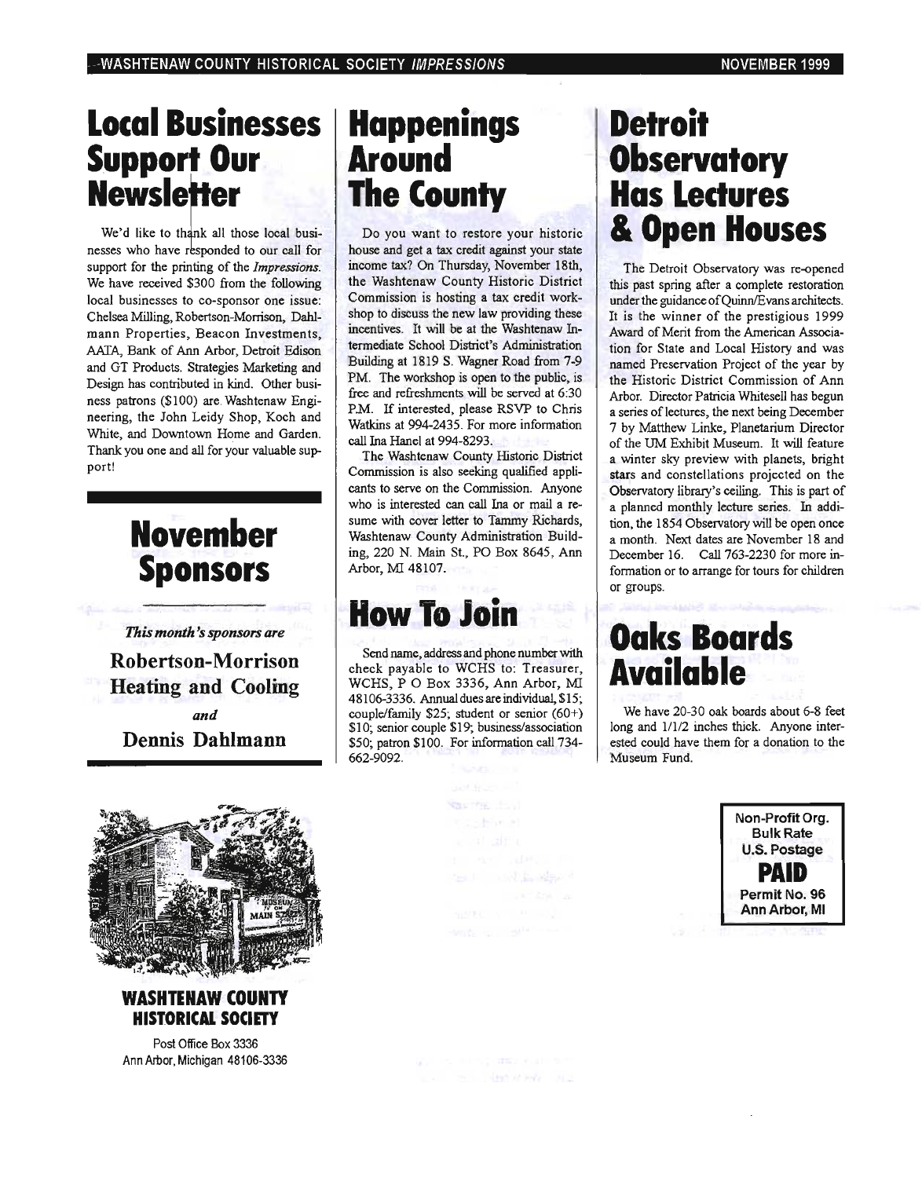# Local Businesses Support Our Newsletter

We'd like to thank all those local businesses who have responded to our call for support for the printing of the *Impressions*. We have received $300 from the following local businesses to co-sponsor one issue: Chelsea Milling, Robertson-Morrison, Dahlmann Properties, Beacon Investments, AATA, Bank of Ann Arbor, Detroit Edison and GT Products. Strategies Marketing and Design has contributed in kind. Other business patrons ($100) are Washtenaw Engineering, the John Leidy Shop, Koch and White, and Downtown Home and Garden. Thank you one and all for your valuable support!

# November Sponsors

***This month's sponsors are***

**Robertson-Morrison Heating and Cooling**

***and***

**Dennis Dahlmann**

# Happenings Around The County

Do you want to restore your historic house and get a tax credit against your state income tax? On Thursday, November 18th, the Washtenaw County Historic District Commission is hosting a tax credit workshop to discuss the new law providing these incentives. It will be at the Washtenaw Intermediate School District's Administration Building at 1819 S. Wagner Road from 7-9 PM. The workshop is open to the public, is free and refreshments will be served at 6:30 P.M. If interested, please RSVP to Chris Watkins at 994-2435. For more information call Ina Hanel at 994-8293.

The Washtenaw County Historic District Commission is also seeking qualified applicants to serve on the Commission. Anyone who is interested can call Ina or mail a resume with cover letter to Tammy Richards, Washtenaw County Administration Building, 220 N. Main St., PO Box 8645, Ann Arbor, MI 48107.

# How To Join

Send name, address and phone number with check payable to WCHS to: Treasurer, WCHS, P O Box 3336, Ann Arbor, MI 48106-3336. Annual dues are individual, $15; couple/family $25; student or senior (60+) $10; senior couple $19; business/association $50; patron $100. For information call 734-662-9092.

# Detroit Observatory Has Lectures & Open Houses

The Detroit Observatory was re-opened this past spring after a complete restoration under the guidance of Quinn/Evans architects. It is the winner of the prestigious 1999 Award of Merit from the American Association for State and Local History and was named Preservation Project of the year by the Historic District Commission of Ann Arbor. Director Patricia Whitesell has begun a series of lectures, the next being December 7 by Matthew Linke, Planetarium Director of the UM Exhibit Museum. It will feature a winter sky preview with planets, bright stars and constellations projected on the Observatory library's ceiling. This is part of a planned monthly lecture series. In addition, the 1854 Observatory will be open once a month. Next dates are November 18 and December 16. Call 763-2230 for more information or to arrange for tours for children or groups.

# Oaks Boards Available

We have 20-30 oak boards about 6-8 feet long and 1/1/2 inches thick. Anyone interested could have them for a donation to the Museum Fund.

**WASHTENAW COUNTY HISTORICAL SOCIETY**

Post Office Box 3336
Ann Arbor, Michigan 48106-3336

Non-Profit Org.
Bulk Rate
U.S. Postage
**PAID**
Permit No. 96
Ann Arbor, MI